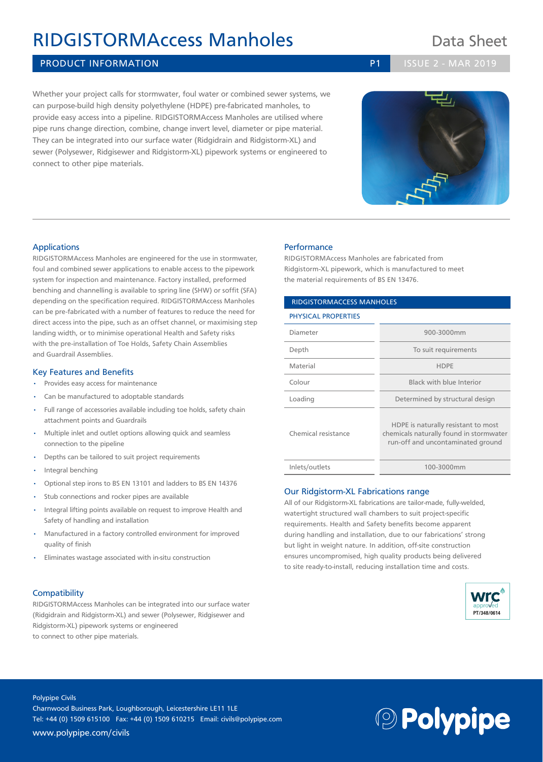# RIDGISTORMAccess Manholes

Data Sheet

## PRODUCT INFORMATION

P1 ISSUE 2 - MAR 2019

Whether your project calls for stormwater, foul water or combined sewer systems, we can purpose-build high density polyethylene (HDPE) pre-fabricated manholes, to provide easy access into a pipeline. RIDGISTORMAccess Manholes are utilised where pipe runs change direction, combine, change invert level, diameter or pipe material. They can be integrated into our surface water (Ridgidrain and Ridgistorm-XL) and sewer (Polysewer, Ridgisewer and Ridgistorm-XL) pipework systems or engineered to connect to other pipe materials.

### Applications

RIDGISTORMAccess Manholes are engineered for the use in stormwater, foul and combined sewer applications to enable access to the pipework system for inspection and maintenance. Factory installed, preformed benching and channelling is available to spring line (SHW) or soffit (SFA) depending on the specification required. RIDGISTORMAccess Manholes can be pre-fabricated with a number of features to reduce the need for direct access into the pipe, such as an offset channel, or maximising step landing width, or to minimise operational Health and Safety risks with the pre-installation of Toe Holds, Safety Chain Assemblies and Guardrail Assemblies.

### Key Features and Benefits

- Provides easy access for maintenance
- Can be manufactured to adoptable standards
- Full range of accessories available including toe holds, safety chain attachment points and Guardrails
- Multiple inlet and outlet options allowing quick and seamless connection to the pipeline
- Depths can be tailored to suit project requirements
- Integral benching
- Optional step irons to BS EN 13101 and ladders to BS EN 14376
- Stub connections and rocker pipes are available
- Integral lifting points available on request to improve Health and Safety of handling and installation
- Manufactured in a factory controlled environment for improved quality of finish
- Eliminates wastage associated with in-situ construction

### Compatibility

RIDGISTORMAccess Manholes can be integrated into our surface water (Ridgidrain and Ridgistorm-XL) and sewer (Polysewer, Ridgisewer and Ridgistorm-XL) pipework systems or engineered to connect to other pipe materials.

### Performance

RIDGISTORMAccess Manholes are fabricated from Ridgistorm-XL pipework, which is manufactured to meet the material requirements of BS EN 13476.

| RIDGISTORMACCESS MANHOLES | |
|---|---|
| PHYSICAL PROPERTIES | |
| Diameter | 900-3000mm |
| Depth | To suit requirements |
| Material | HDPE |
| Colour | Black with blue Interior |
| Loading | Determined by structural design |
| Chemical resistance | HDPE is naturally resistant to most chemicals naturally found in stormwater run-off and uncontaminated ground |
| Inlets/outlets | 100-3000mm |

### Our Ridgistorm-XL Fabrications range

All of our Ridgistorm-XL fabrications are tailor-made, fully-welded, watertight structured wall chambers to suit project-specific requirements. Health and Safety benefits become apparent during handling and installation, due to our fabrications' strong but light in weight nature. In addition, off-site construction ensures uncompromised, high quality products being delivered to site ready-to-install, reducing installation time and costs.

wrc approved PT/348/0614

Polypipe Civils
Charnwood Business Park, Loughborough, Leicestershire LE11 1LE
Tel: +44 (0) 1509 615100 Fax: +44 (0) 1509 610215 Email: civils@polypipe.com
www.polypipe.com/civils

Polypipe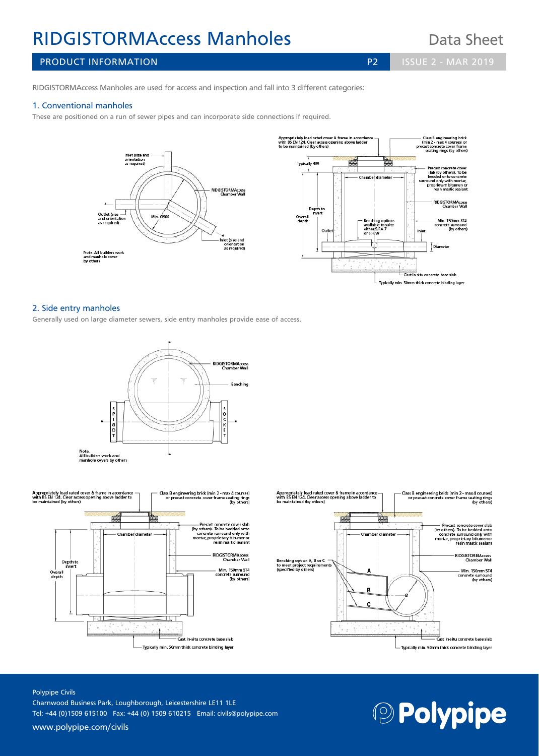# RIDGISTORMAccess Manholes

Data Sheet

PRODUCT INFORMATION

RIDGISTORMAccess Manholes are used for access and inspection and fall into 3 different categories:

## 1. Conventional manholes

These are positioned on a run of sewer pipes and can incorporate side connections if required.

Inlet (size and orientation as required)

RIDGISTORMAccess Chamber Wall

Outlet (size and orientation as required)

Min. Ø900

Inlet (size and orientation as required)

Note. All builders work and manhole cover by others

Appropriately load rated cover & frame in accordance with BS EN 124. Clear access opening above ladder to be maintained (by others)

Class B engineering brick (min 2 - max 4 courses) or precast concrete cover frame seating rings (by others)

Typically 400

Precast concrete cover slab (by others). To be bedded onto concrete surround only with mortar, proprietary bitumen or resin mastic sealant

Chamber diameter

RIDGISTORMAccess Chamber Wall

Depth to invert

Overall depth

Benching options available to suite either S.F.A.7 or S.H.W

Min. 150mm ST4 concrete surround (by others)

Outlet

Inlet

Diameter

Cast in-situ concrete base slab

Typically min. 50mm thick concrete binding layer

## 2. Side entry manholes

Generally used on large diameter sewers, side entry manholes provide ease of access.

RIDGISTORMAccess Chamber Wall

Benching

SPIGOT

SOCKET

Note. All builders work and manhole covers by others

Appropriately load rated cover & frame in accordance with BS EN 124. Clear access opening above ladder to be maintained (by others)

Class B engineering brick (min 2 - max 4 courses) or precast concrete cover frame seating rings (by others)

Precast concrete cover slab (by others). To be bedded onto concrete surround only with mortar, proprietary bitumen or resin mastic sealant

Chamber diameter

RIDGISTORMAccess Chamber Wall

Depth to invert

Overall depth

Min. 150mm ST4 concrete surround (by others)

Cast in-situ concrete base slab

Typically min. 50mm thick concrete binding layer

Appropriately load rated cover & frame in accordance with BS EN 124. Clear access opening above ladder to be maintained (by others)

Class B engineering brick (min 2 - max 4 courses) or precast concrete cover frame seating rings (by others)

Precast concrete cover slab (by others). To be bedded onto concrete surround only with mortar, proprietary bitumen or resin mastic sealant

Chamber diameter

RIDGISTORMAccess Chamber Wall

Benching option A, B or C to meet project requirements (specified by others)

A

B

C

Ø

Min. 150mm ST4 concrete surround (by others)

Cast in-situ concrete base slab

Typically min. 50mm thick concrete binding layer

Polypipe Civils
Charnwood Business Park, Loughborough, Leicestershire LE11 1LE
Tel: +44 (0)1509 615100 Fax: +44 (0) 1509 610215 Email: civils@polypipe.com
www.polypipe.com/civils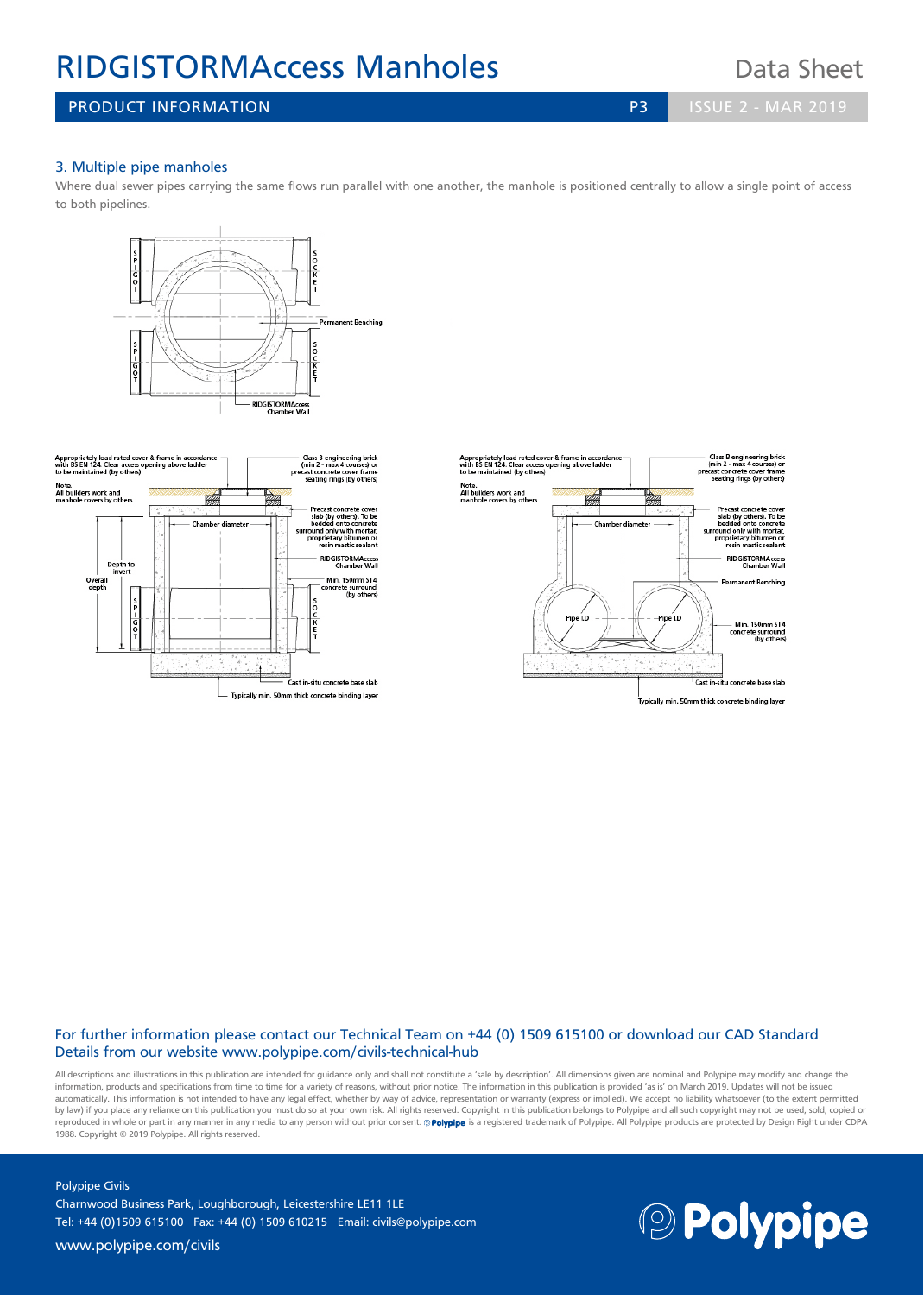## 3. Multiple pipe manholes

Where dual sewer pipes carrying the same flows run parallel with one another, the manhole is positioned centrally to allow a single point of access to both pipelines.

SPIGOT

SOCKET

Permanent Benching

SPIGOT

SOCKET

RIDGISTORMAccess Chamber Wall

Appropriately load rated cover & frame in accordance with BS EN 124. Clear access opening above ladder to be maintained (by others)

Note.
All builders work and manhole covers by others

Class B engineering brick (min 2 - max 4 courses) or precast concrete cover frame seating rings (by others)

Chamber diameter

Precast concrete cover slab (by others). To be bedded onto concrete surround only with mortar, proprietary bitumen or resin mastic sealant

RIDGISTORMAccess Chamber Wall

Min. 150mm ST4 concrete surround (by others)

Depth to invert

Overall depth

SPIGOT

SOCKET

Cast in-situ concrete base slab

Typically min. 50mm thick concrete binding layer

Appropriately load rated cover & frame in accordance with BS EN 124. Clear access opening above ladder to be maintained (by others)

Note.
All builders work and manhole covers by others

Class B engineering brick (min 2 - max 4 courses) or precast concrete cover frame seating rings (by others)

Chamber diameter

Precast concrete cover slab (by others). To be bedded onto concrete surround only with mortar, proprietary bitumen or resin mastic sealant

RIDGISTORMAccess Chamber Wall

Permanent Benching

Pipe I.D

Pipe I.D

Min. 150mm ST4 concrete surround (by others)

Cast in-situ concrete base slab

Typically min. 50mm thick concrete binding layer

For further information please contact our Technical Team on +44 (0) 1509 615100 or download our CAD Standard Details from our website www.polypipe.com/civils-technical-hub

All descriptions and illustrations in this publication are intended for guidance only and shall not constitute a 'sale by description'. All dimensions given are nominal and Polypipe may modify and change the information, products and specifications from time to time for a variety of reasons, without prior notice. The information in this publication is provided 'as is' on March 2019. Updates will not be issued automatically. This information is not intended to have any legal effect, whether by way of advice, representation or warranty (express or implied). We accept no liability whatsoever (to the extent permitted by law) if you place any reliance on this publication you must do so at your own risk. All rights reserved. Copyright in this publication belongs to Polypipe and all such copyright may not be used, sold, copied or reproduced in whole or part in any manner in any media to any person without prior consent. Polypipe is a registered trademark of Polypipe. All Polypipe products are protected by Design Right under CDPA 1988. Copyright © 2019 Polypipe. All rights reserved.

Polypipe Civils
Charnwood Business Park, Loughborough, Leicestershire LE11 1LE
Tel: +44 (0)1509 615100 Fax: +44 (0) 1509 610215 Email: civils@polypipe.com
www.polypipe.com/civils

Polypipe